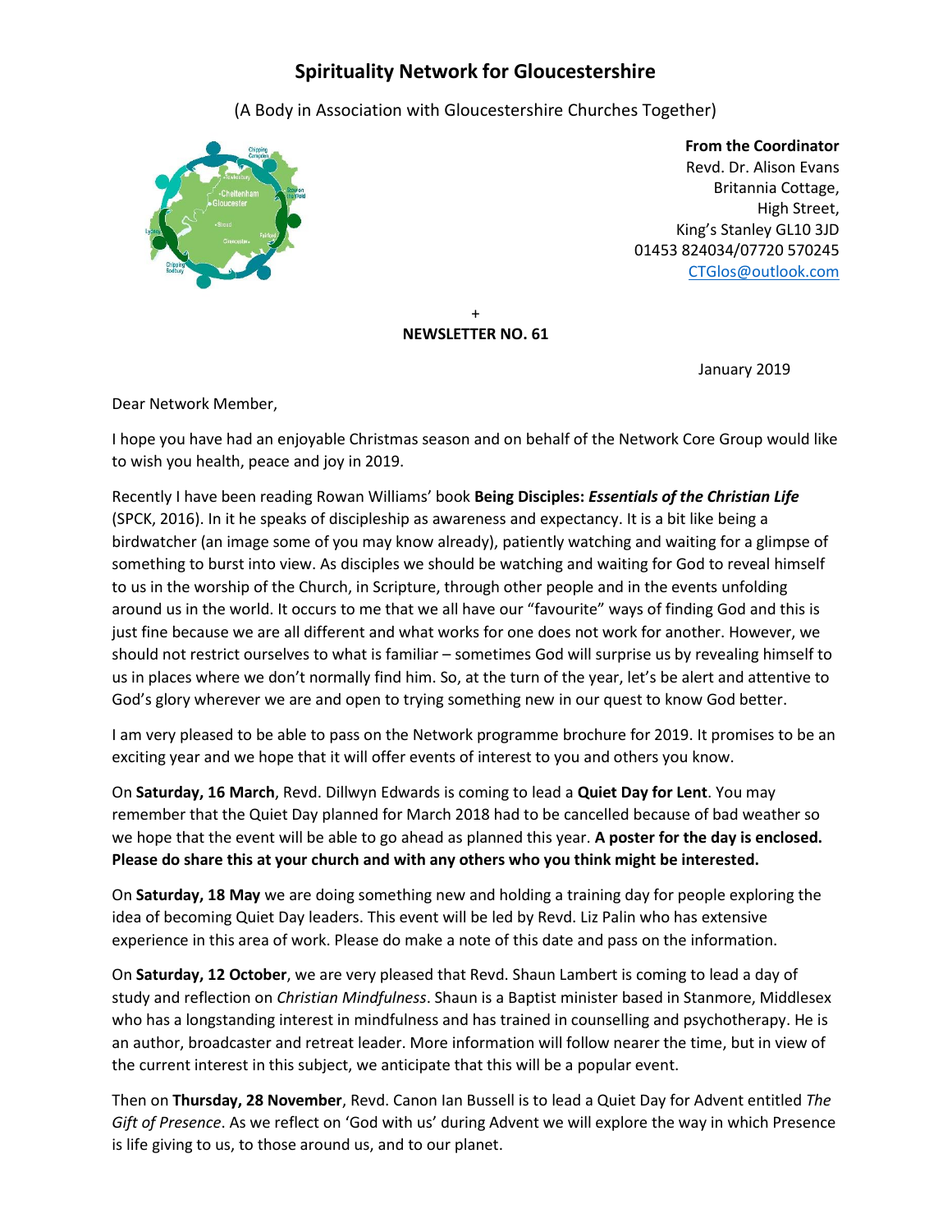# Spirituality Network for Gloucestershire

(A Body in Association with Gloucestershire Churches Together)

**From the Coordinator**
Revd. Dr. Alison Evans
Britannia Cottage,
High Street,
King's Stanley GL10 3JD
01453 824034/07720 570245
CTGlos@outlook.com

+

**NEWSLETTER NO. 61**

January 2019

Dear Network Member,

I hope you have had an enjoyable Christmas season and on behalf of the Network Core Group would like to wish you health, peace and joy in 2019.

Recently I have been reading Rowan Williams' book **Being Disciples:** ***Essentials of the Christian Life*** (SPCK, 2016). In it he speaks of discipleship as awareness and expectancy. It is a bit like being a birdwatcher (an image some of you may know already), patiently watching and waiting for a glimpse of something to burst into view. As disciples we should be watching and waiting for God to reveal himself to us in the worship of the Church, in Scripture, through other people and in the events unfolding around us in the world. It occurs to me that we all have our "favourite" ways of finding God and this is just fine because we are all different and what works for one does not work for another. However, we should not restrict ourselves to what is familiar – sometimes God will surprise us by revealing himself to us in places where we don't normally find him. So, at the turn of the year, let's be alert and attentive to God's glory wherever we are and open to trying something new in our quest to know God better.

I am very pleased to be able to pass on the Network programme brochure for 2019. It promises to be an exciting year and we hope that it will offer events of interest to you and others you know.

On **Saturday, 16 March**, Revd. Dillwyn Edwards is coming to lead a **Quiet Day for Lent**. You may remember that the Quiet Day planned for March 2018 had to be cancelled because of bad weather so we hope that the event will be able to go ahead as planned this year. **A poster for the day is enclosed. Please do share this at your church and with any others who you think might be interested.**

On **Saturday, 18 May** we are doing something new and holding a training day for people exploring the idea of becoming Quiet Day leaders. This event will be led by Revd. Liz Palin who has extensive experience in this area of work. Please do make a note of this date and pass on the information.

On **Saturday, 12 October**, we are very pleased that Revd. Shaun Lambert is coming to lead a day of study and reflection on *Christian Mindfulness*. Shaun is a Baptist minister based in Stanmore, Middlesex who has a longstanding interest in mindfulness and has trained in counselling and psychotherapy. He is an author, broadcaster and retreat leader. More information will follow nearer the time, but in view of the current interest in this subject, we anticipate that this will be a popular event.

Then on **Thursday, 28 November**, Revd. Canon Ian Bussell is to lead a Quiet Day for Advent entitled *The Gift of Presence*. As we reflect on 'God with us' during Advent we will explore the way in which Presence is life giving to us, to those around us, and to our planet.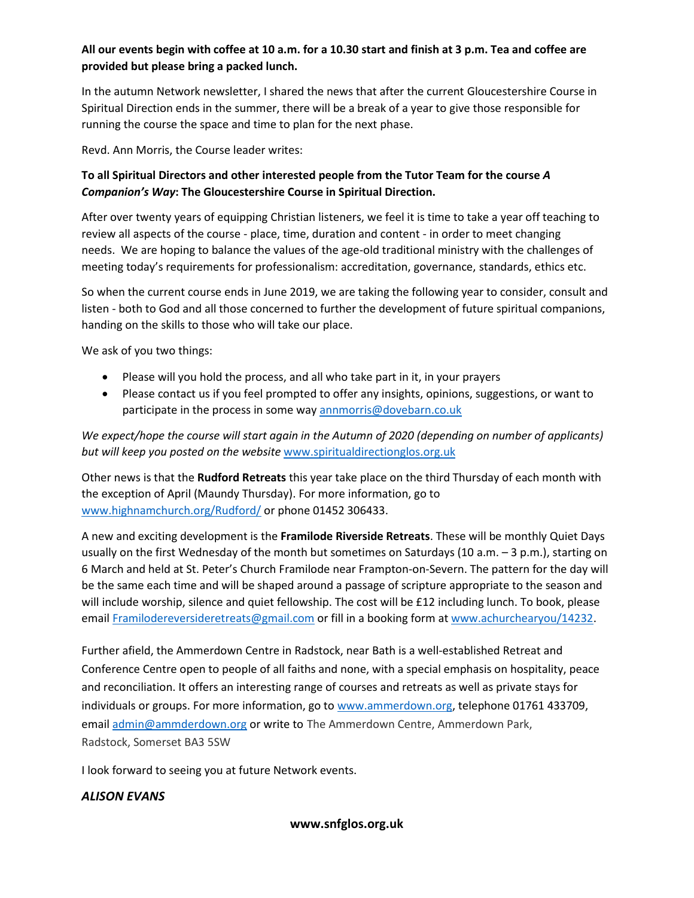**All our events begin with coffee at 10 a.m. for a 10.30 start and finish at 3 p.m. Tea and coffee are provided but please bring a packed lunch.**

In the autumn Network newsletter, I shared the news that after the current Gloucestershire Course in Spiritual Direction ends in the summer, there will be a break of a year to give those responsible for running the course the space and time to plan for the next phase.

Revd. Ann Morris, the Course leader writes:

**To all Spiritual Directors and other interested people from the Tutor Team for the course *A Companion's Way*: The Gloucestershire Course in Spiritual Direction.**

After over twenty years of equipping Christian listeners, we feel it is time to take a year off teaching to review all aspects of the course - place, time, duration and content - in order to meet changing needs. We are hoping to balance the values of the age-old traditional ministry with the challenges of meeting today's requirements for professionalism: accreditation, governance, standards, ethics etc.

So when the current course ends in June 2019, we are taking the following year to consider, consult and listen - both to God and all those concerned to further the development of future spiritual companions, handing on the skills to those who will take our place.

We ask of you two things:

- Please will you hold the process, and all who take part in it, in your prayers
- Please contact us if you feel prompted to offer any insights, opinions, suggestions, or want to participate in the process in some way annmorris@dovebarn.co.uk

*We expect/hope the course will start again in the Autumn of 2020 (depending on number of applicants) but will keep you posted on the website* www.spiritualdirectionglos.org.uk

Other news is that the **Rudford Retreats** this year take place on the third Thursday of each month with the exception of April (Maundy Thursday). For more information, go to www.highnamchurch.org/Rudford/ or phone 01452 306433.

A new and exciting development is the **Framilode Riverside Retreats**. These will be monthly Quiet Days usually on the first Wednesday of the month but sometimes on Saturdays (10 a.m. – 3 p.m.), starting on 6 March and held at St. Peter's Church Framilode near Frampton-on-Severn. The pattern for the day will be the same each time and will be shaped around a passage of scripture appropriate to the season and will include worship, silence and quiet fellowship. The cost will be £12 including lunch. To book, please email Framilodereversideretreats@gmail.com or fill in a booking form at www.achurchearyou/14232.

Further afield, the Ammerdown Centre in Radstock, near Bath is a well-established Retreat and Conference Centre open to people of all faiths and none, with a special emphasis on hospitality, peace and reconciliation. It offers an interesting range of courses and retreats as well as private stays for individuals or groups. For more information, go to www.ammerdown.org, telephone 01761 433709, email admin@ammderdown.org or write to The Ammerdown Centre, Ammerdown Park, Radstock, Somerset BA3 5SW

I look forward to seeing you at future Network events.

***ALISON EVANS***

**www.snfglos.org.uk**